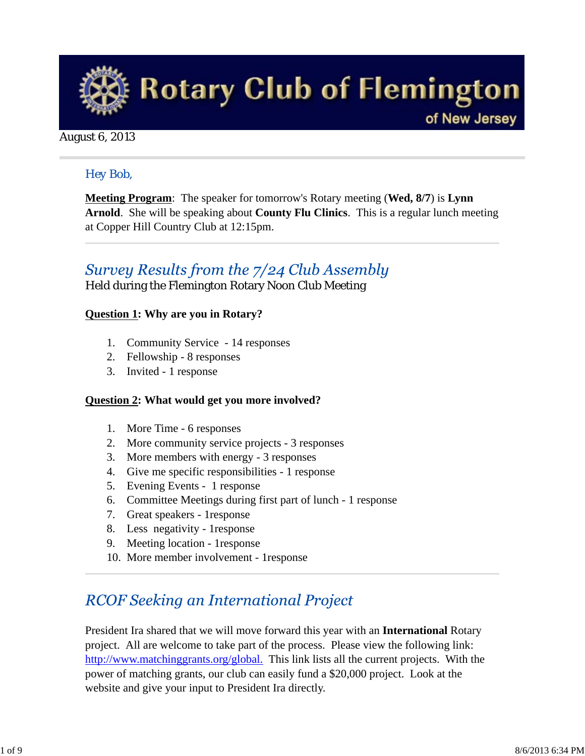# Rotary Club of Flemington of New Jersey

August 6, 2013

Hey Bob,

**Meeting Program**: The speaker for tomorrow's Rotary meeting (**Wed, 8/7**) is **Lynn Arnold**. She will be speaking about **County Flu Clinics**. This is a regular lunch meeting at Copper Hill Country Club at 12:15pm.

## *Survey Results from the 7/24 Club Assembly*

Held during the Flemington Rotary Noon Club Meeting

**Question 1: Why are you in Rotary?**

1. Community Service - 14 responses
2. Fellowship - 8 responses
3. Invited - 1 response

**Question 2: What would get you more involved?**

1. More Time - 6 responses
2. More community service projects - 3 responses
3. More members with energy - 3 responses
4. Give me specific responsibilities - 1 response
5. Evening Events - 1 response
6. Committee Meetings during first part of lunch - 1 response
7. Great speakers - 1response
8. Less negativity - 1response
9. Meeting location - 1response
10. More member involvement - 1response

## *RCOF Seeking an International Project*

President Ira shared that we will move forward this year with an **International** Rotary project. All are welcome to take part of the process. Please view the following link: http://www.matchinggrants.org/global. This link lists all the current projects. With the power of matching grants, our club can easily fund a $20,000 project. Look at the website and give your input to President Ira directly.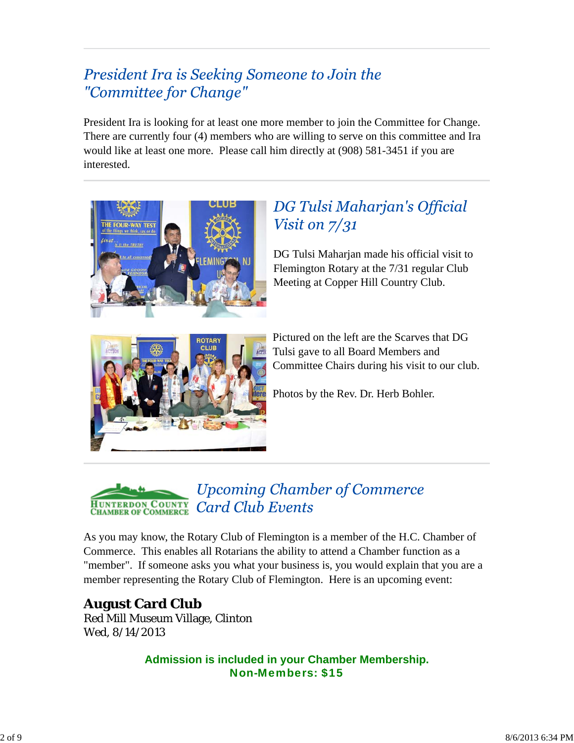## President Ira is Seeking Someone to Join the "Committee for Change"

President Ira is looking for at least one more member to join the Committee for Change. There are currently four (4) members who are willing to serve on this committee and Ira would like at least one more. Please call him directly at (908) 581-3451 if you are interested.

## DG Tulsi Maharjan's Official Visit on 7/31

DG Tulsi Maharjan made his official visit to Flemington Rotary at the 7/31 regular Club Meeting at Copper Hill Country Club.

Pictured on the left are the Scarves that DG Tulsi gave to all Board Members and Committee Chairs during his visit to our club.

Photos by the Rev. Dr. Herb Bohler.

## Upcoming Chamber of Commerce Card Club Events

As you may know, the Rotary Club of Flemington is a member of the H.C. Chamber of Commerce. This enables all Rotarians the ability to attend a Chamber function as a "member". If someone asks you what your business is, you would explain that you are a member representing the Rotary Club of Flemington. Here is an upcoming event:

### August Card Club

Red Mill Museum Village, Clinton
Wed, 8/14/2013

**Admission is included in your Chamber Membership.**
**Non-Members: $15**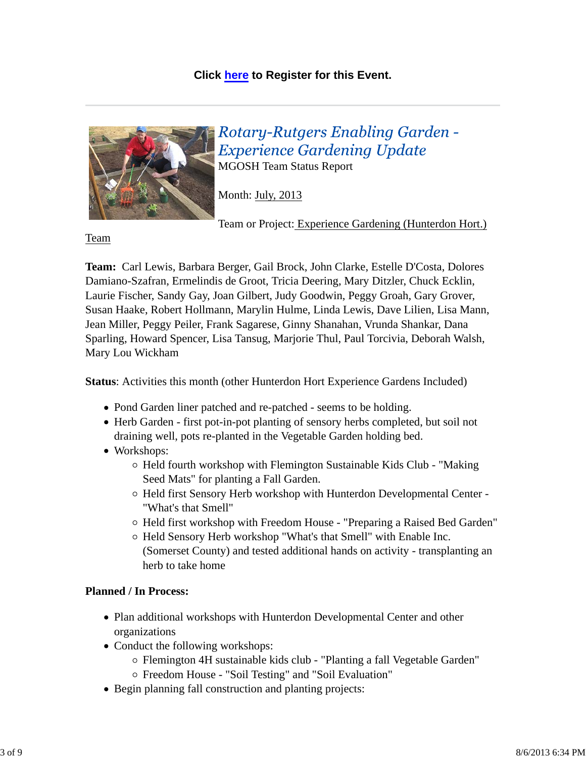**Click here to Register for this Event.**

---

## *Rotary-Rutgers Enabling Garden - Experience Gardening Update*

MGOSH Team Status Report

Month: July, 2013

Team or Project: Experience Gardening (Hunterdon Hort.) Team

**Team:** Carl Lewis, Barbara Berger, Gail Brock, John Clarke, Estelle D'Costa, Dolores Damiano-Szafran, Ermelindis de Groot, Tricia Deering, Mary Ditzler, Chuck Ecklin, Laurie Fischer, Sandy Gay, Joan Gilbert, Judy Goodwin, Peggy Groah, Gary Grover, Susan Haake, Robert Hollmann, Marylin Hulme, Linda Lewis, Dave Lilien, Lisa Mann, Jean Miller, Peggy Peiler, Frank Sagarese, Ginny Shanahan, Vrunda Shankar, Dana Sparling, Howard Spencer, Lisa Tansug, Marjorie Thul, Paul Torcivia, Deborah Walsh, Mary Lou Wickham

**Status**: Activities this month (other Hunterdon Hort Experience Gardens Included)

- Pond Garden liner patched and re-patched - seems to be holding.
- Herb Garden - first pot-in-pot planting of sensory herbs completed, but soil not draining well, pots re-planted in the Vegetable Garden holding bed.
- Workshops:
  - Held fourth workshop with Flemington Sustainable Kids Club - "Making Seed Mats" for planting a Fall Garden.
  - Held first Sensory Herb workshop with Hunterdon Developmental Center - "What's that Smell"
  - Held first workshop with Freedom House - "Preparing a Raised Bed Garden"
  - Held Sensory Herb workshop "What's that Smell" with Enable Inc. (Somerset County) and tested additional hands on activity - transplanting an herb to take home

**Planned / In Process:**

- Plan additional workshops with Hunterdon Developmental Center and other organizations
- Conduct the following workshops:
  - Flemington 4H sustainable kids club - "Planting a fall Vegetable Garden"
  - Freedom House - "Soil Testing" and "Soil Evaluation"
- Begin planning fall construction and planting projects: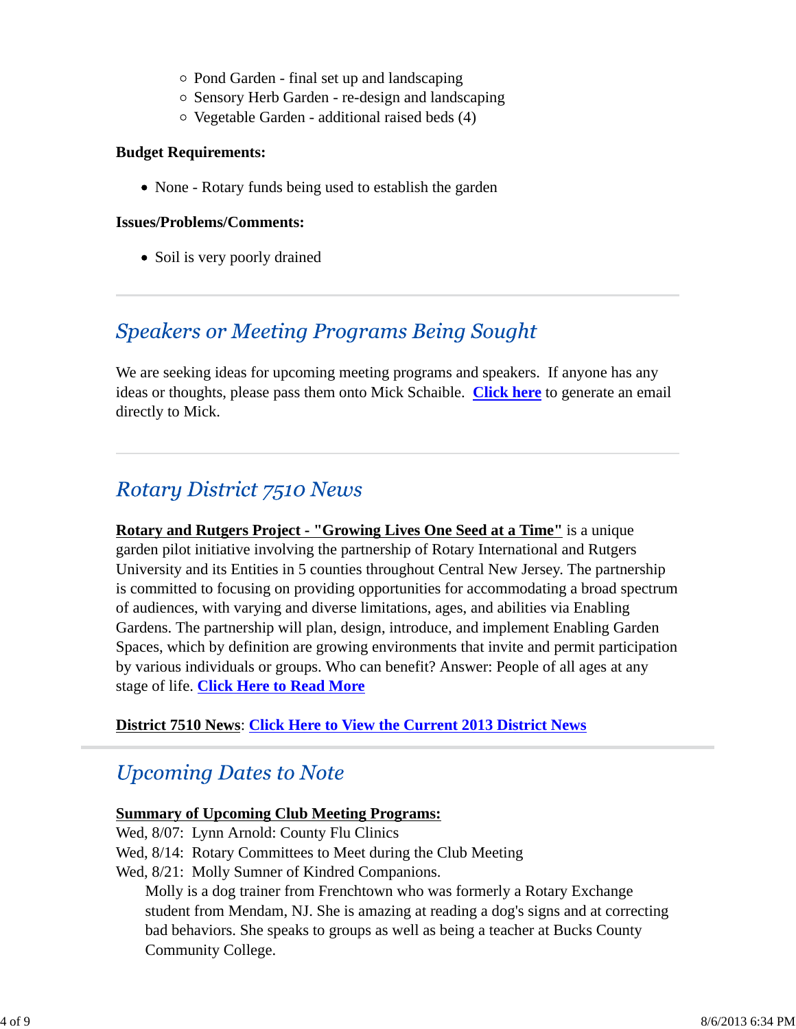- Pond Garden - final set up and landscaping
  - Sensory Herb Garden - re-design and landscaping
  - Vegetable Garden - additional raised beds (4)

**Budget Requirements:**

- None - Rotary funds being used to establish the garden

**Issues/Problems/Comments:**

- Soil is very poorly drained

---

## *Speakers or Meeting Programs Being Sought*

We are seeking ideas for upcoming meeting programs and speakers. If anyone has any ideas or thoughts, please pass them onto Mick Schaible. **Click here** to generate an email directly to Mick.

---

## *Rotary District 7510 News*

**Rotary and Rutgers Project - "Growing Lives One Seed at a Time"** is a unique garden pilot initiative involving the partnership of Rotary International and Rutgers University and its Entities in 5 counties throughout Central New Jersey. The partnership is committed to focusing on providing opportunities for accommodating a broad spectrum of audiences, with varying and diverse limitations, ages, and abilities via Enabling Gardens. The partnership will plan, design, introduce, and implement Enabling Garden Spaces, which by definition are growing environments that invite and permit participation by various individuals or groups. Who can benefit? Answer: People of all ages at any stage of life. **Click Here to Read More**

**District 7510 News**: **Click Here to View the Current 2013 District News**

---

## *Upcoming Dates to Note*

**Summary of Upcoming Club Meeting Programs:**

Wed, 8/07: Lynn Arnold: County Flu Clinics
Wed, 8/14: Rotary Committees to Meet during the Club Meeting
Wed, 8/21: Molly Sumner of Kindred Companions.

> Molly is a dog trainer from Frenchtown who was formerly a Rotary Exchange student from Mendam, NJ. She is amazing at reading a dog's signs and at correcting bad behaviors. She speaks to groups as well as being a teacher at Bucks County Community College.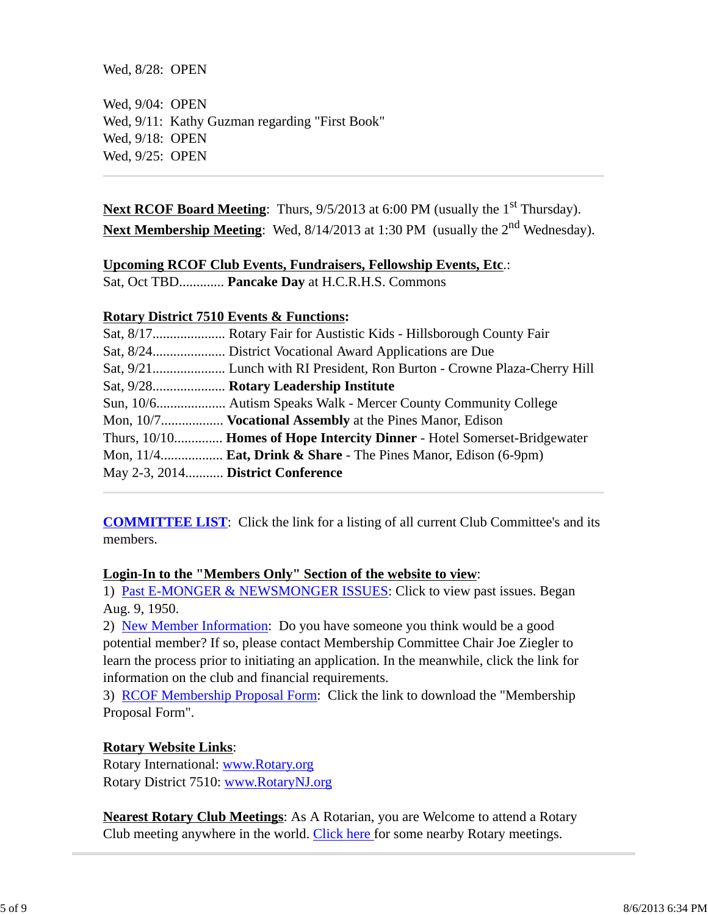Wed, 8/28:  OPEN

Wed, 9/04:  OPEN
Wed, 9/11:  Kathy Guzman regarding "First Book"
Wed, 9/18:  OPEN
Wed, 9/25:  OPEN

---

**Next RCOF Board Meeting**:  Thurs, 9/5/2013 at 6:00 PM (usually the 1st Thursday).
**Next Membership Meeting**:  Wed, 8/14/2013 at 1:30 PM  (usually the 2nd Wednesday).

**Upcoming RCOF Club Events, Fundraisers, Fellowship Events, Etc**.:
Sat, Oct TBD............. **Pancake Day** at H.C.R.H.S. Commons

**Rotary District 7510 Events & Functions:**
Sat, 8/17..................... Rotary Fair for Austistic Kids - Hillsborough County Fair
Sat, 8/24..................... District Vocational Award Applications are Due
Sat, 9/21..................... Lunch with RI President, Ron Burton - Crowne Plaza-Cherry Hill
Sat, 9/28..................... **Rotary Leadership Institute**
Sun, 10/6.................... Autism Speaks Walk - Mercer County Community College
Mon, 10/7.................. **Vocational Assembly** at the Pines Manor, Edison
Thurs, 10/10.............. **Homes of Hope Intercity Dinner** - Hotel Somerset-Bridgewater
Mon, 11/4.................. **Eat, Drink & Share** - The Pines Manor, Edison (6-9pm)
May 2-3, 2014........... **District Conference**

---

**COMMITTEE LIST**:  Click the link for a listing of all current Club Committee's and its members.

**Login-In to the "Members Only" Section of the website to view**:
1)  Past E-MONGER & NEWSMONGER ISSUES: Click to view past issues. Began Aug. 9, 1950.
2)  New Member Information:  Do you have someone you think would be a good potential member? If so, please contact Membership Committee Chair Joe Ziegler to learn the process prior to initiating an application. In the meanwhile, click the link for information on the club and financial requirements.
3)  RCOF Membership Proposal Form:  Click the link to download the "Membership Proposal Form".

**Rotary Website Links**:
Rotary International: www.Rotary.org
Rotary District 7510: www.RotaryNJ.org

**Nearest Rotary Club Meetings**: As A Rotarian, you are Welcome to attend a Rotary Club meeting anywhere in the world. Click here for some nearby Rotary meetings.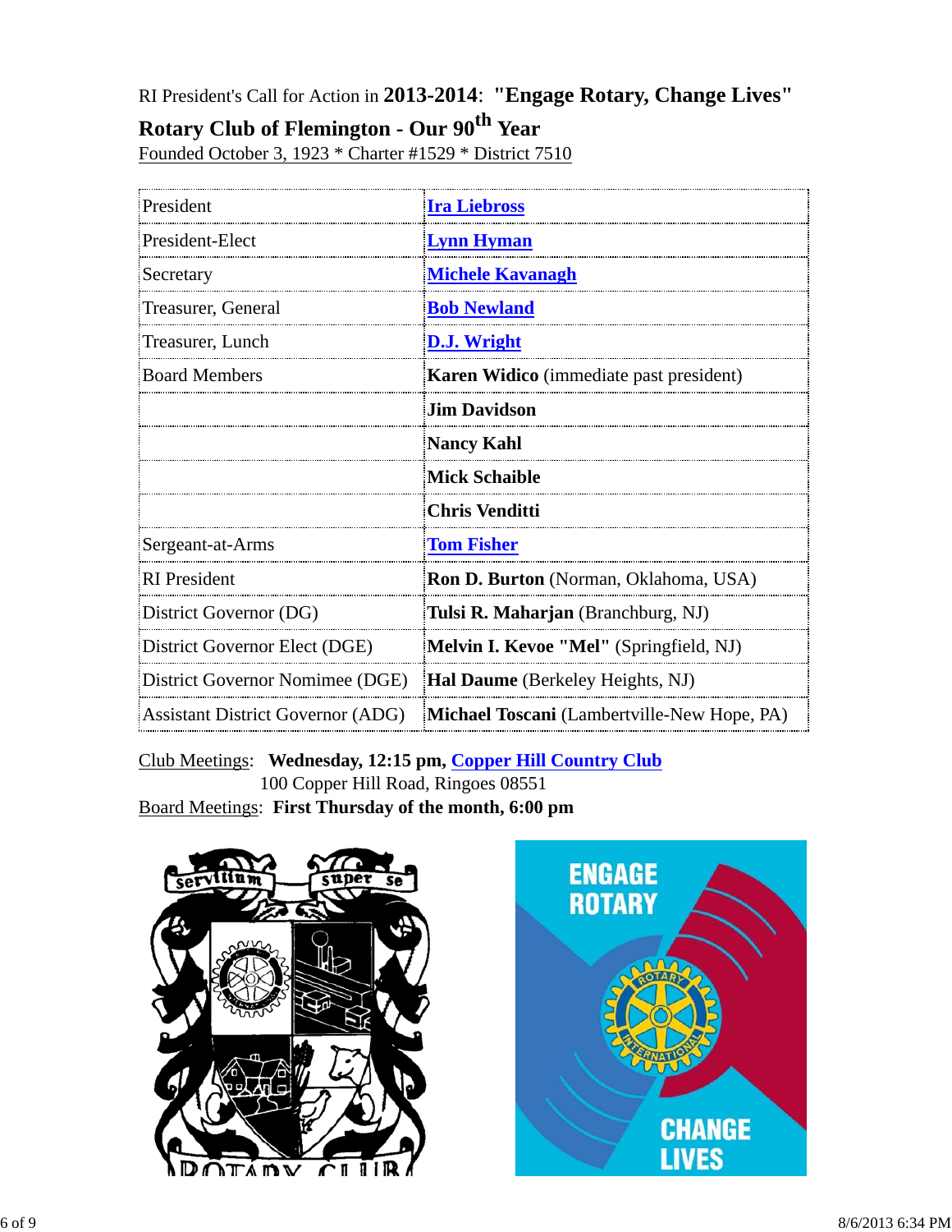RI President's Call for Action in **2013-2014**: **"Engage Rotary, Change Lives"**

**Rotary Club of Flemington - Our 90th Year**

Founded October 3, 1923 * Charter #1529 * District 7510

| | |
|---|---|
| President | **Ira Liebross** |
| President-Elect | **Lynn Hyman** |
| Secretary | **Michele Kavanagh** |
| Treasurer, General | **Bob Newland** |
| Treasurer, Lunch | **D.J. Wright** |
| Board Members | **Karen Widico** (immediate past president) |
| | **Jim Davidson** |
| | **Nancy Kahl** |
| | **Mick Schaible** |
| | **Chris Venditti** |
| Sergeant-at-Arms | **Tom Fisher** |
| RI President | **Ron D. Burton** (Norman, Oklahoma, USA) |
| District Governor (DG) | **Tulsi R. Maharjan** (Branchburg, NJ) |
| District Governor Elect (DGE) | **Melvin I. Kevoe "Mel"** (Springfield, NJ) |
| District Governor Nomimee (DGE) | **Hal Daume** (Berkeley Heights, NJ) |
| Assistant District Governor (ADG) | **Michael Toscani** (Lambertville-New Hope, PA) |

Club Meetings: **Wednesday, 12:15 pm, Copper Hill Country Club**
100 Copper Hill Road, Ringoes 08551

Board Meetings: **First Thursday of the month, 6:00 pm**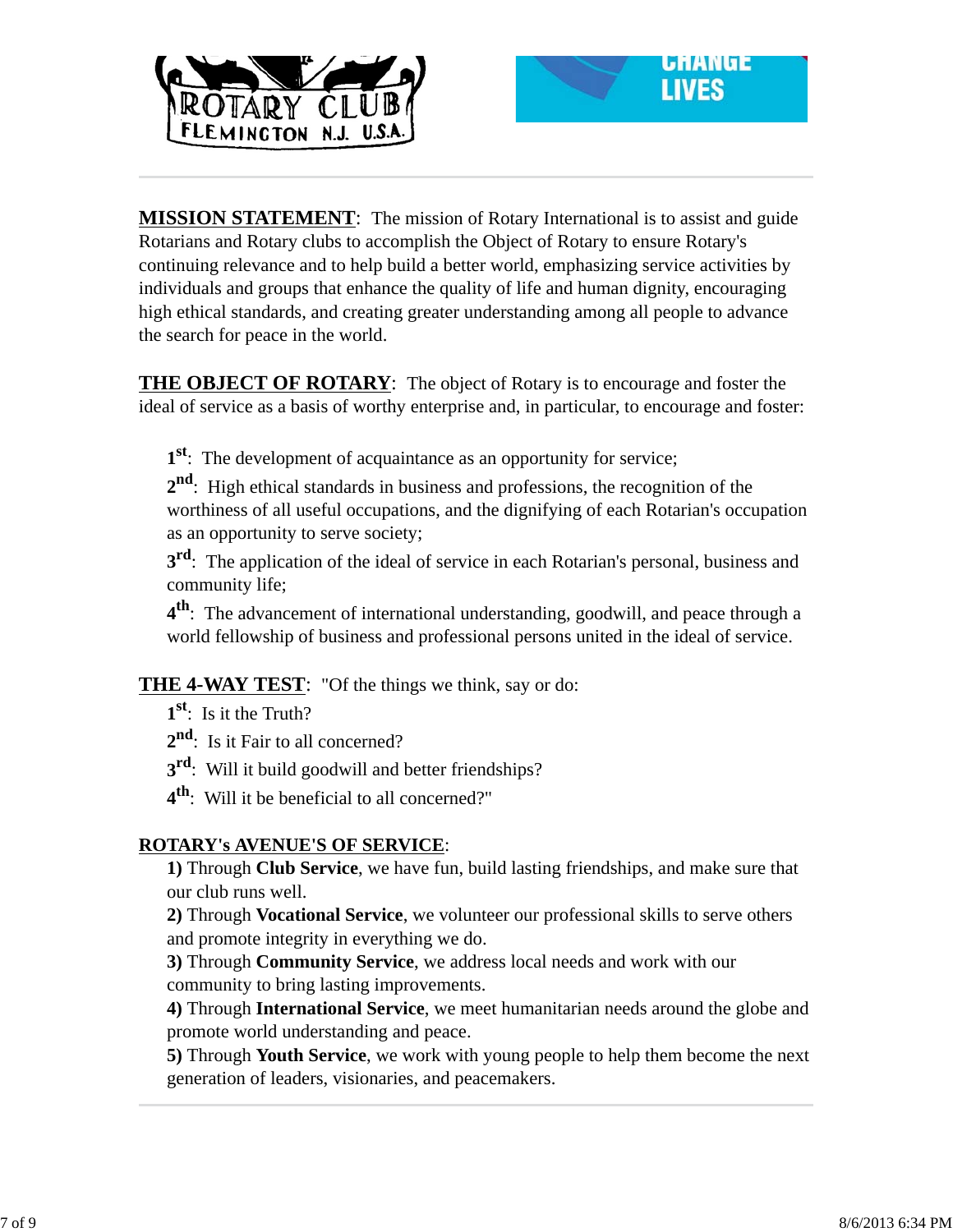**MISSION STATEMENT**: The mission of Rotary International is to assist and guide Rotarians and Rotary clubs to accomplish the Object of Rotary to ensure Rotary's continuing relevance and to help build a better world, emphasizing service activities by individuals and groups that enhance the quality of life and human dignity, encouraging high ethical standards, and creating greater understanding among all people to advance the search for peace in the world.

**THE OBJECT OF ROTARY**: The object of Rotary is to encourage and foster the ideal of service as a basis of worthy enterprise and, in particular, to encourage and foster:

**1st**: The development of acquaintance as an opportunity for service;

**2nd**: High ethical standards in business and professions, the recognition of the worthiness of all useful occupations, and the dignifying of each Rotarian's occupation as an opportunity to serve society;

**3rd**: The application of the ideal of service in each Rotarian's personal, business and community life;

**4th**: The advancement of international understanding, goodwill, and peace through a world fellowship of business and professional persons united in the ideal of service.

**THE 4-WAY TEST**: "Of the things we think, say or do:

**1st**: Is it the Truth?

**2nd**: Is it Fair to all concerned?

**3rd**: Will it build goodwill and better friendships?

**4th**: Will it be beneficial to all concerned?"

**ROTARY's AVENUE'S OF SERVICE**:

**1)** Through **Club Service**, we have fun, build lasting friendships, and make sure that our club runs well.

**2)** Through **Vocational Service**, we volunteer our professional skills to serve others and promote integrity in everything we do.

**3)** Through **Community Service**, we address local needs and work with our community to bring lasting improvements.

**4)** Through **International Service**, we meet humanitarian needs around the globe and promote world understanding and peace.

**5)** Through **Youth Service**, we work with young people to help them become the next generation of leaders, visionaries, and peacemakers.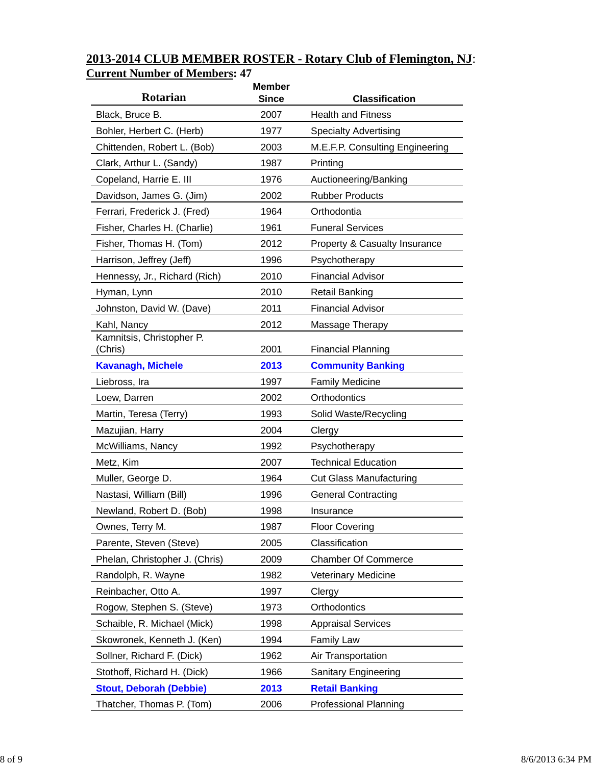**2013-2014 CLUB MEMBER ROSTER - Rotary Club of Flemington, NJ**:

**Current Number of Members: 47**

| Rotarian | Member Since | Classification |
|---|---|---|
| Black, Bruce B. | 2007 | Health and Fitness |
| Bohler, Herbert C. (Herb) | 1977 | Specialty Advertising |
| Chittenden, Robert L. (Bob) | 2003 | M.E.F.P. Consulting Engineering |
| Clark, Arthur L. (Sandy) | 1987 | Printing |
| Copeland, Harrie E. III | 1976 | Auctioneering/Banking |
| Davidson, James G. (Jim) | 2002 | Rubber Products |
| Ferrari, Frederick J. (Fred) | 1964 | Orthodontia |
| Fisher, Charles H. (Charlie) | 1961 | Funeral Services |
| Fisher, Thomas H. (Tom) | 2012 | Property & Casualty Insurance |
| Harrison, Jeffrey (Jeff) | 1996 | Psychotherapy |
| Hennessy, Jr., Richard (Rich) | 2010 | Financial Advisor |
| Hyman, Lynn | 2010 | Retail Banking |
| Johnston, David W. (Dave) | 2011 | Financial Advisor |
| Kahl, Nancy | 2012 | Massage Therapy |
| Kamnitsis, Christopher P. (Chris) | 2001 | Financial Planning |
| **Kavanagh, Michele** | **2013** | **Community Banking** |
| Liebross, Ira | 1997 | Family Medicine |
| Loew, Darren | 2002 | Orthodontics |
| Martin, Teresa (Terry) | 1993 | Solid Waste/Recycling |
| Mazujian, Harry | 2004 | Clergy |
| McWilliams, Nancy | 1992 | Psychotherapy |
| Metz, Kim | 2007 | Technical Education |
| Muller, George D. | 1964 | Cut Glass Manufacturing |
| Nastasi, William (Bill) | 1996 | General Contracting |
| Newland, Robert D. (Bob) | 1998 | Insurance |
| Ownes, Terry M. | 1987 | Floor Covering |
| Parente, Steven (Steve) | 2005 | Classification |
| Phelan, Christopher J. (Chris) | 2009 | Chamber Of Commerce |
| Randolph, R. Wayne | 1982 | Veterinary Medicine |
| Reinbacher, Otto A. | 1997 | Clergy |
| Rogow, Stephen S. (Steve) | 1973 | Orthodontics |
| Schaible, R. Michael (Mick) | 1998 | Appraisal Services |
| Skowronek, Kenneth J. (Ken) | 1994 | Family Law |
| Sollner, Richard F. (Dick) | 1962 | Air Transportation |
| Stothoff, Richard H. (Dick) | 1966 | Sanitary Engineering |
| **Stout, Deborah (Debbie)** | **2013** | **Retail Banking** |
| Thatcher, Thomas P. (Tom) | 2006 | Professional Planning |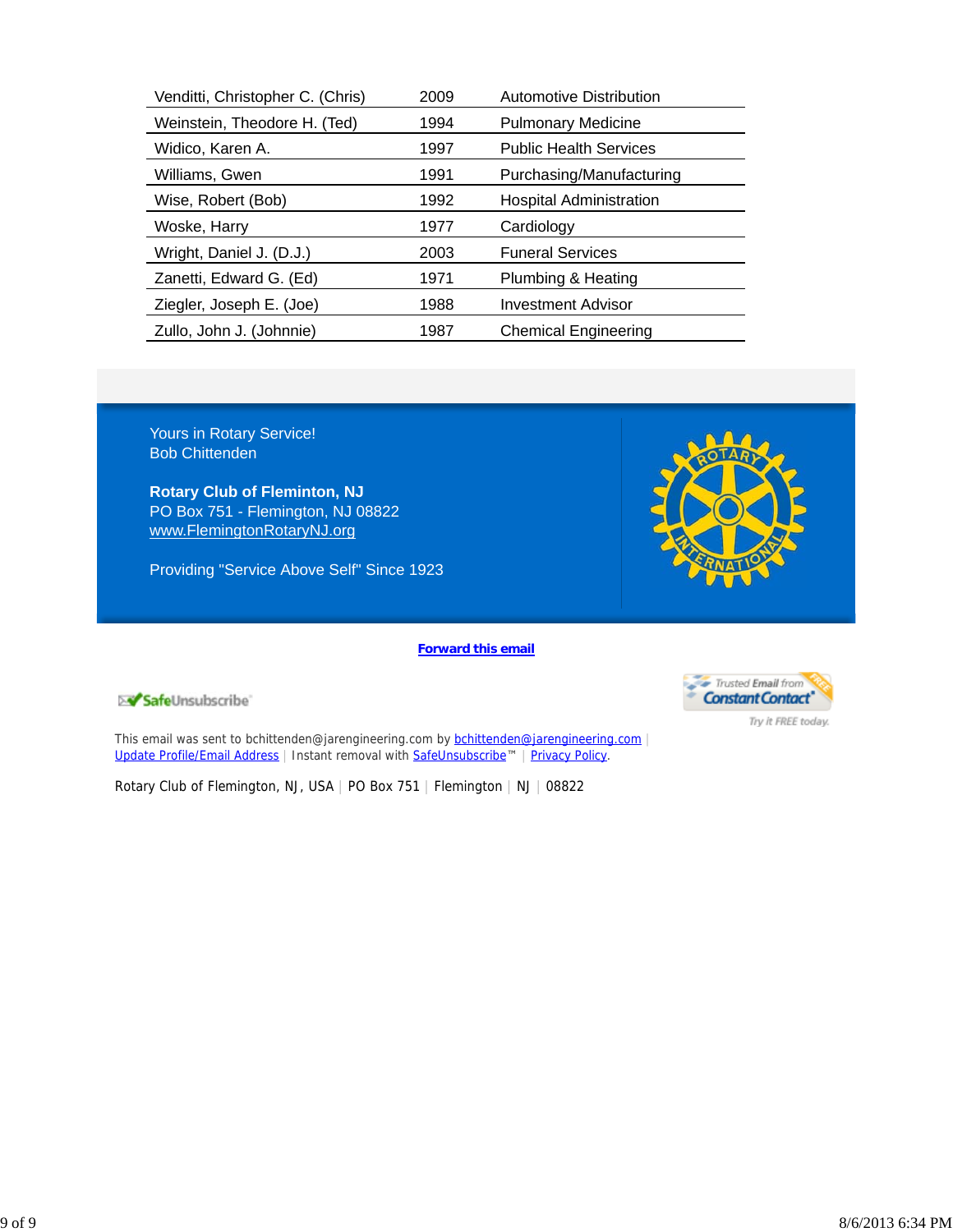| | | |
|---|---|---|
| Venditti, Christopher C. (Chris) | 2009 | Automotive Distribution |
| Weinstein, Theodore H. (Ted) | 1994 | Pulmonary Medicine |
| Widico, Karen A. | 1997 | Public Health Services |
| Williams, Gwen | 1991 | Purchasing/Manufacturing |
| Wise, Robert (Bob) | 1992 | Hospital Administration |
| Woske, Harry | 1977 | Cardiology |
| Wright, Daniel J. (D.J.) | 2003 | Funeral Services |
| Zanetti, Edward G. (Ed) | 1971 | Plumbing & Heating |
| Ziegler, Joseph E. (Joe) | 1988 | Investment Advisor |
| Zullo, John J. (Johnnie) | 1987 | Chemical Engineering |

Yours in Rotary Service!
Bob Chittenden

**Rotary Club of Fleminton, NJ**
PO Box 751 - Flemington, NJ 08822
www.FlemingtonRotaryNJ.org

Providing "Service Above Self" Since 1923

ROTARY INTERNATIONAL

**Forward this email**

SafeUnsubscribe

Trusted Email from Constant Contact
Try it FREE today.

This email was sent to bchittenden@jarengineering.com by bchittenden@jarengineering.com | Update Profile/Email Address | Instant removal with SafeUnsubscribe™ | Privacy Policy.

Rotary Club of Flemington, NJ, USA | PO Box 751 | Flemington | NJ | 08822